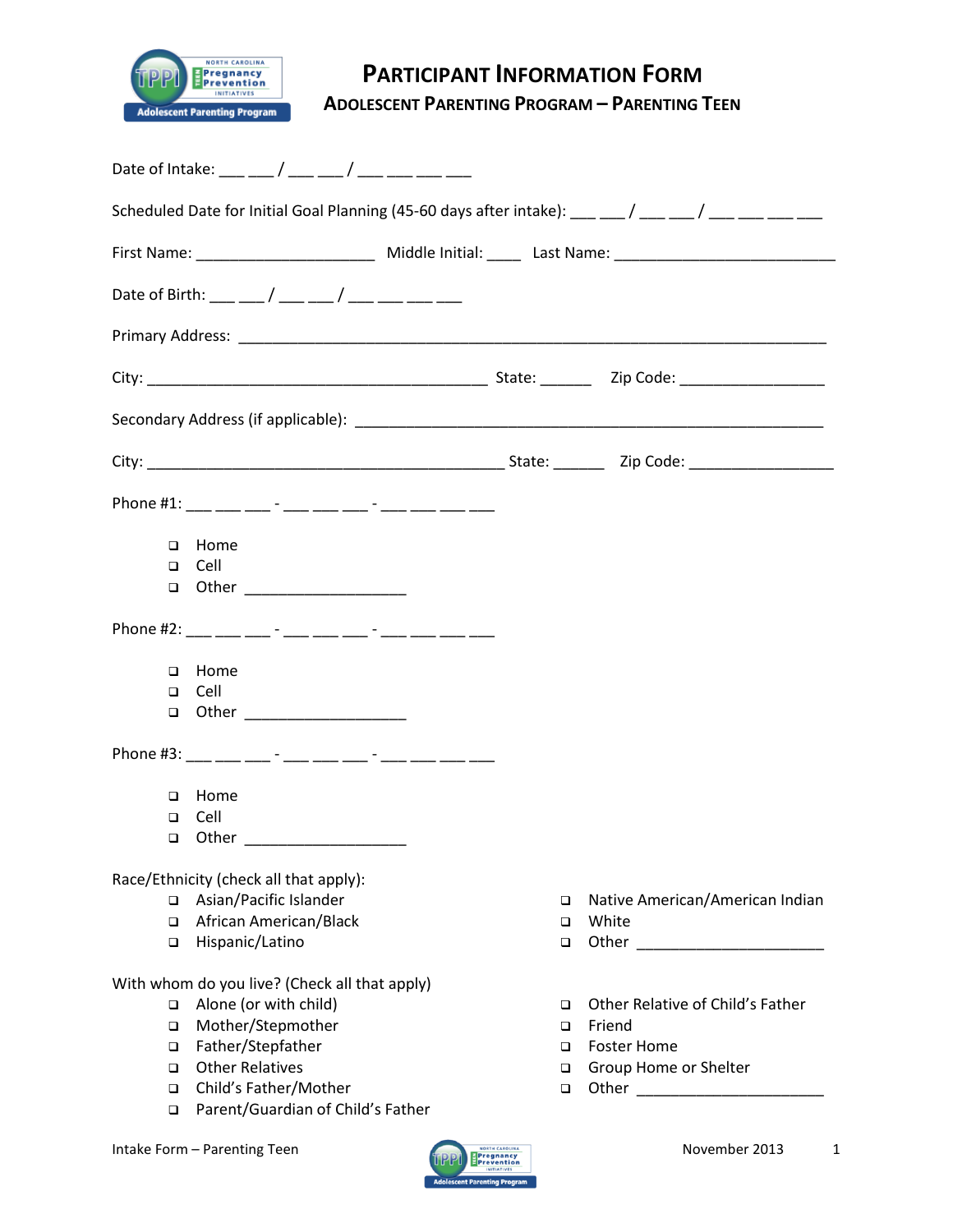# PARTICIPANT INFORMATION FORM

## ADOLESCENT PARENTING PROGRAM – PARENTING TEEN

Date of Intake: ___ ___ / ___ ___ / ___ ___ ___ ___

Scheduled Date for Initial Goal Planning (45-60 days after intake): ___ ___ / ___ ___ / ___ ___ ___ ___

First Name: ______________________ Middle Initial: ____ Last Name: ___________________________

Date of Birth: ___ ___ / ___ ___ / ___ ___ ___ ___

Primary Address: ___________________________________________________________________________

City: __________________________________________ State: ______ Zip Code: _________________

Secondary Address (if applicable): __________________________________________________________

City: ____________________________________________ State: ______ Zip Code: _________________

Phone #1: ___ ___ ___ - ___ ___ ___ - ___ ___ ___ ___

- ❑ Home
- ❑ Cell
- ❑ Other ___________________

Phone #2: ___ ___ ___ - ___ ___ ___ - ___ ___ ___ ___

- ❑ Home
- ❑ Cell
- ❑ Other ___________________

Phone #3: ___ ___ ___ - ___ ___ ___ - ___ ___ ___ ___

- ❑ Home
- ❑ Cell
- ❑ Other ___________________

Race/Ethnicity (check all that apply):

- ❑ Asian/Pacific Islander
- ❑ African American/Black
- ❑ Hispanic/Latino
- ❑ Native American/American Indian
- ❑ White
- ❑ Other ______________________

With whom do you live? (Check all that apply)

- ❑ Alone (or with child)
- ❑ Mother/Stepmother
- ❑ Father/Stepfather
- ❑ Other Relatives
- ❑ Child's Father/Mother
- ❑ Parent/Guardian of Child's Father
- ❑ Other Relative of Child's Father
- ❑ Friend
- ❑ Foster Home
- ❑ Group Home or Shelter
- ❑ Other ______________________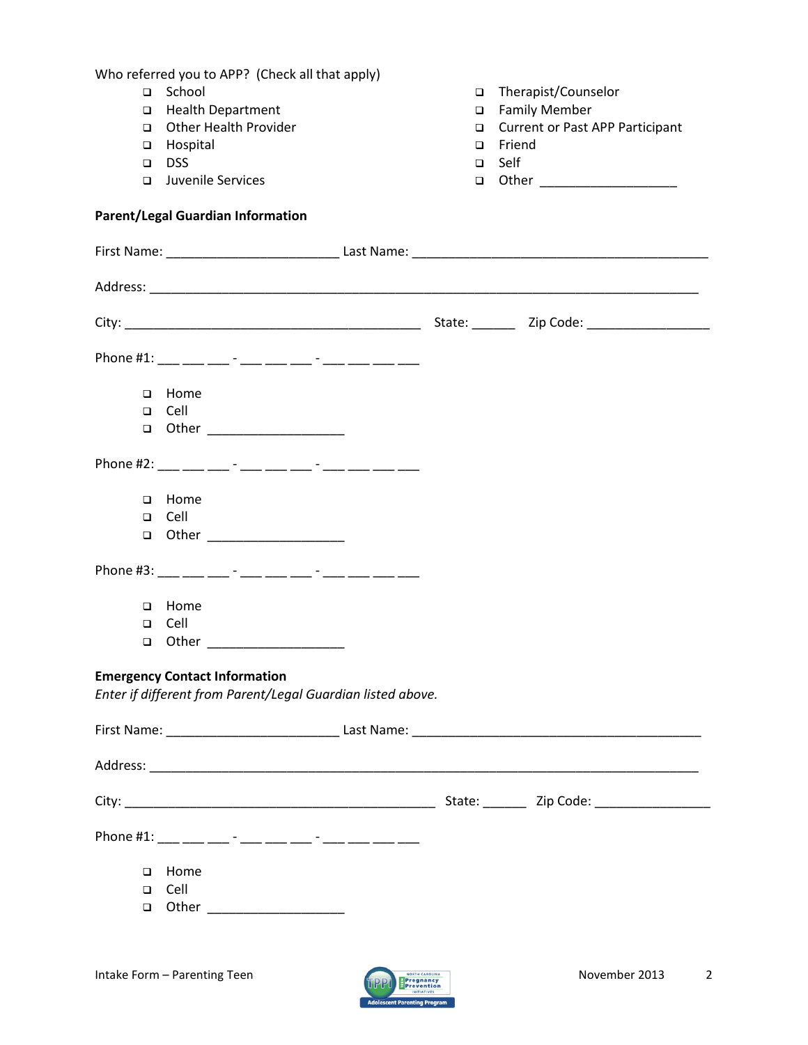Who referred you to APP? (Check all that apply)

- ☐ School
- ☐ Health Department
- ☐ Other Health Provider
- ☐ Hospital
- ☐ DSS
- ☐ Juvenile Services
- ☐ Therapist/Counselor
- ☐ Family Member
- ☐ Current or Past APP Participant
- ☐ Friend
- ☐ Self
- ☐ Other ___________________

**Parent/Legal Guardian Information**

First Name: _______________________ Last Name: ________________________________________

Address: ___________________________________________________________________________

City: ________________________________________ State: ______ Zip Code: ________________

Phone #1: ___ ___ ___ - ___ ___ ___ - ___ ___ ___ ___

- ☐ Home
- ☐ Cell
- ☐ Other ___________________

Phone #2: ___ ___ ___ - ___ ___ ___ - ___ ___ ___ ___

- ☐ Home
- ☐ Cell
- ☐ Other ___________________

Phone #3: ___ ___ ___ - ___ ___ ___ - ___ ___ ___ ___

- ☐ Home
- ☐ Cell
- ☐ Other ___________________

**Emergency Contact Information**

*Enter if different from Parent/Legal Guardian listed above.*

First Name: _______________________ Last Name: ________________________________________

Address: ___________________________________________________________________________

City: __________________________________________ State: ______ Zip Code: ________________

Phone #1: ___ ___ ___ - ___ ___ ___ - ___ ___ ___ ___

- ☐ Home
- ☐ Cell
- ☐ Other ___________________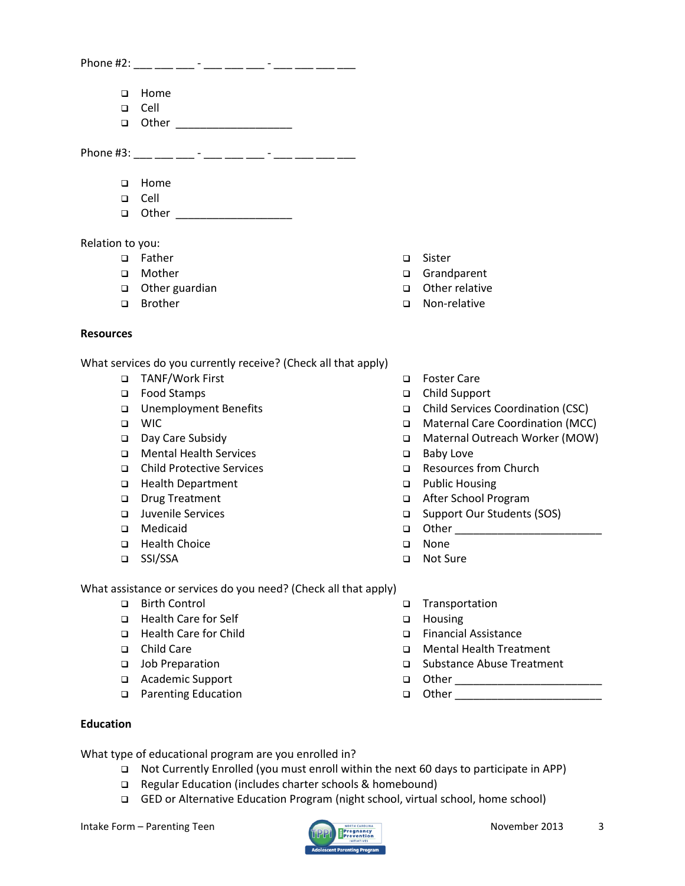Phone #2: ___ ___ ___ - ___ ___ ___ - ___ ___ ___ ___

- ❑ Home
- ❑ Cell
- ❑ Other ___________________

Phone #3: ___ ___ ___ - ___ ___ ___ - ___ ___ ___ ___

- ❑ Home
- ❑ Cell
- ❑ Other ___________________

Relation to you:

- ❑ Father
- ❑ Mother
- ❑ Other guardian
- ❑ Brother
- ❑ Sister
- ❑ Grandparent
- ❑ Other relative
- ❑ Non-relative

**Resources**

What services do you currently receive? (Check all that apply)

- ❑ TANF/Work First
- ❑ Food Stamps
- ❑ Unemployment Benefits
- ❑ WIC
- ❑ Day Care Subsidy
- ❑ Mental Health Services
- ❑ Child Protective Services
- ❑ Health Department
- ❑ Drug Treatment
- ❑ Juvenile Services
- ❑ Medicaid
- ❑ Health Choice
- ❑ SSI/SSA
- ❑ Foster Care
- ❑ Child Support
- ❑ Child Services Coordination (CSC)
- ❑ Maternal Care Coordination (MCC)
- ❑ Maternal Outreach Worker (MOW)
- ❑ Baby Love
- ❑ Resources from Church
- ❑ Public Housing
- ❑ After School Program
- ❑ Support Our Students (SOS)
- ❑ Other ________________________
- ❑ None
- ❑ Not Sure

What assistance or services do you need? (Check all that apply)

- ❑ Birth Control
- ❑ Health Care for Self
- ❑ Health Care for Child
- ❑ Child Care
- ❑ Job Preparation
- ❑ Academic Support
- ❑ Parenting Education
- ❑ Transportation
- ❑ Housing
- ❑ Financial Assistance
- ❑ Mental Health Treatment
- ❑ Substance Abuse Treatment
- ❑ Other ________________________
- ❑ Other ________________________

**Education**

What type of educational program are you enrolled in?

- ❑ Not Currently Enrolled (you must enroll within the next 60 days to participate in APP)
- ❑ Regular Education (includes charter schools & homebound)
- ❑ GED or Alternative Education Program (night school, virtual school, home school)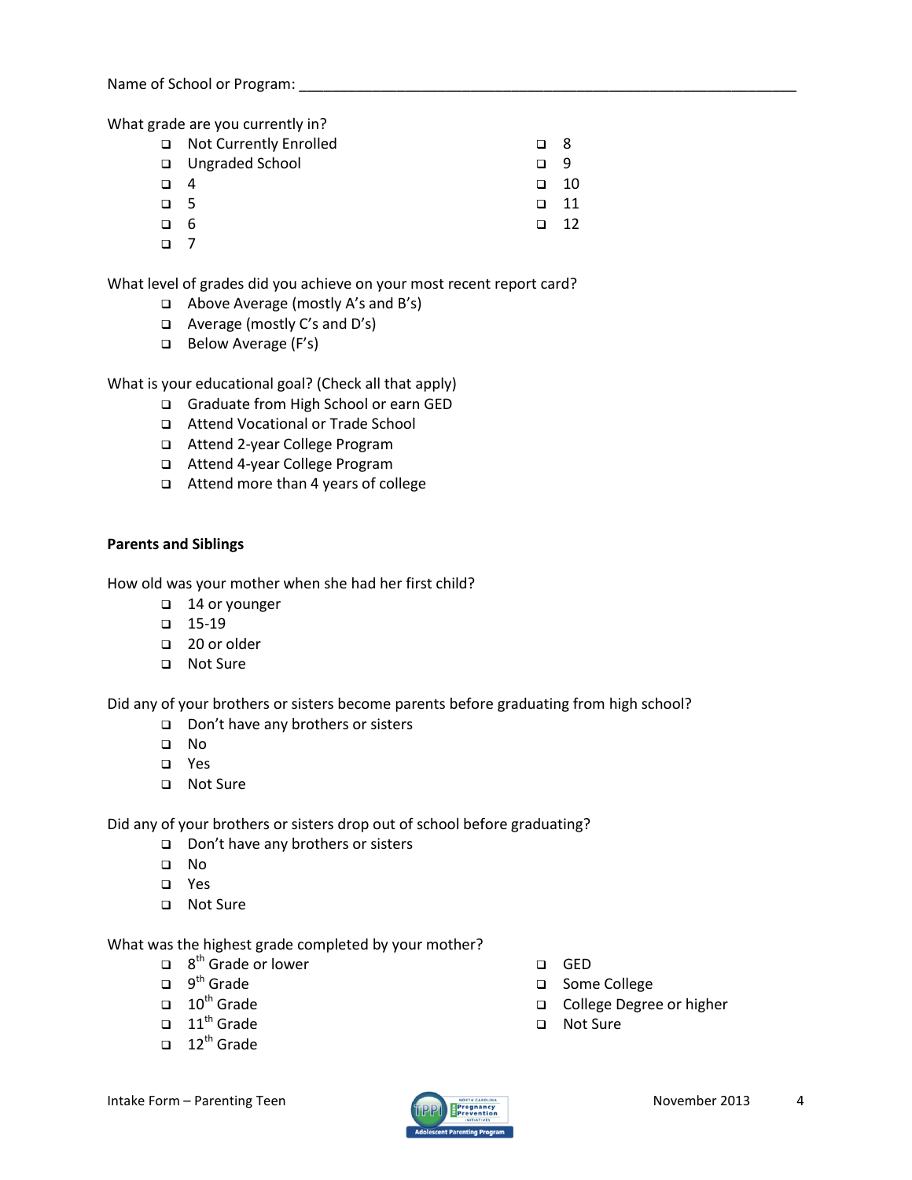Name of School or Program: ___________________________________________________________

What grade are you currently in?

- ☐ Not Currently Enrolled
- ☐ Ungraded School
- ☐ 4
- ☐ 5
- ☐ 6
- ☐ 7
- ☐ 8
- ☐ 9
- ☐ 10
- ☐ 11
- ☐ 12

What level of grades did you achieve on your most recent report card?

- ☐ Above Average (mostly A's and B's)
- ☐ Average (mostly C's and D's)
- ☐ Below Average (F's)

What is your educational goal? (Check all that apply)

- ☐ Graduate from High School or earn GED
- ☐ Attend Vocational or Trade School
- ☐ Attend 2-year College Program
- ☐ Attend 4-year College Program
- ☐ Attend more than 4 years of college

**Parents and Siblings**

How old was your mother when she had her first child?

- ☐ 14 or younger
- ☐ 15-19
- ☐ 20 or older
- ☐ Not Sure

Did any of your brothers or sisters become parents before graduating from high school?

- ☐ Don't have any brothers or sisters
- ☐ No
- ☐ Yes
- ☐ Not Sure

Did any of your brothers or sisters drop out of school before graduating?

- ☐ Don't have any brothers or sisters
- ☐ No
- ☐ Yes
- ☐ Not Sure

What was the highest grade completed by your mother?

- ☐ 8th Grade or lower
- ☐ 9th Grade
- ☐ 10th Grade
- ☐ 11th Grade
- ☐ 12th Grade
- ☐ GED
- ☐ Some College
- ☐ College Degree or higher
- ☐ Not Sure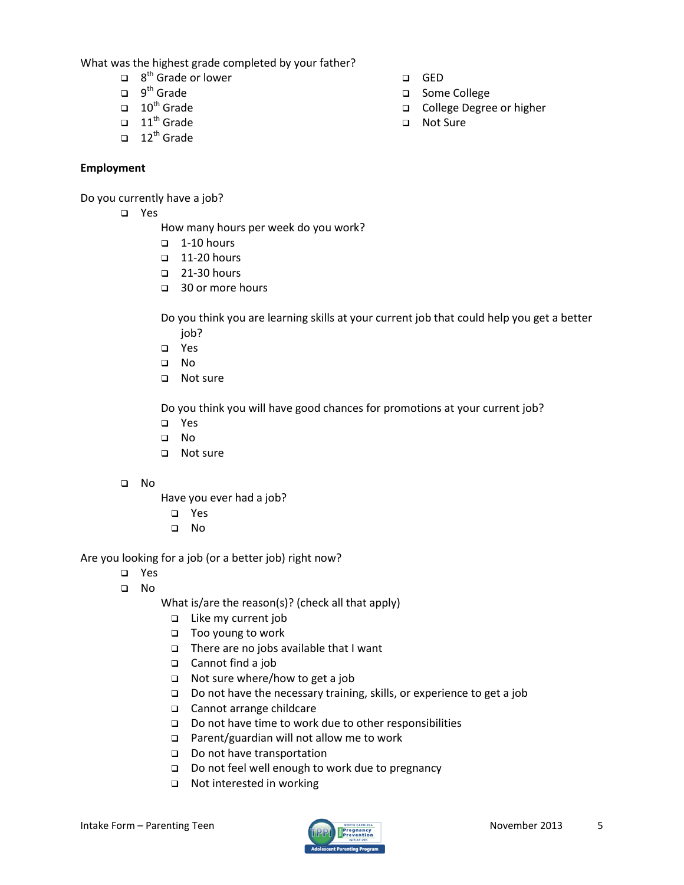What was the highest grade completed by your father?

- ❑ 8th Grade or lower
- ❑ 9th Grade
- ❑ 10th Grade
- ❑ 11th Grade
- ❑ 12th Grade
- ❑ GED
- ❑ Some College
- ❑ College Degree or higher
- ❑ Not Sure

**Employment**

Do you currently have a job?

- ❑ Yes

  How many hours per week do you work?
  - ❑ 1-10 hours
  - ❑ 11-20 hours
  - ❑ 21-30 hours
  - ❑ 30 or more hours

  Do you think you are learning skills at your current job that could help you get a better job?
  - ❑ Yes
  - ❑ No
  - ❑ Not sure

  Do you think you will have good chances for promotions at your current job?
  - ❑ Yes
  - ❑ No
  - ❑ Not sure

- ❑ No

  Have you ever had a job?
  - ❑ Yes
  - ❑ No

Are you looking for a job (or a better job) right now?

- ❑ Yes
- ❑ No

  What is/are the reason(s)? (check all that apply)
  - ❑ Like my current job
  - ❑ Too young to work
  - ❑ There are no jobs available that I want
  - ❑ Cannot find a job
  - ❑ Not sure where/how to get a job
  - ❑ Do not have the necessary training, skills, or experience to get a job
  - ❑ Cannot arrange childcare
  - ❑ Do not have time to work due to other responsibilities
  - ❑ Parent/guardian will not allow me to work
  - ❑ Do not have transportation
  - ❑ Do not feel well enough to work due to pregnancy
  - ❑ Not interested in working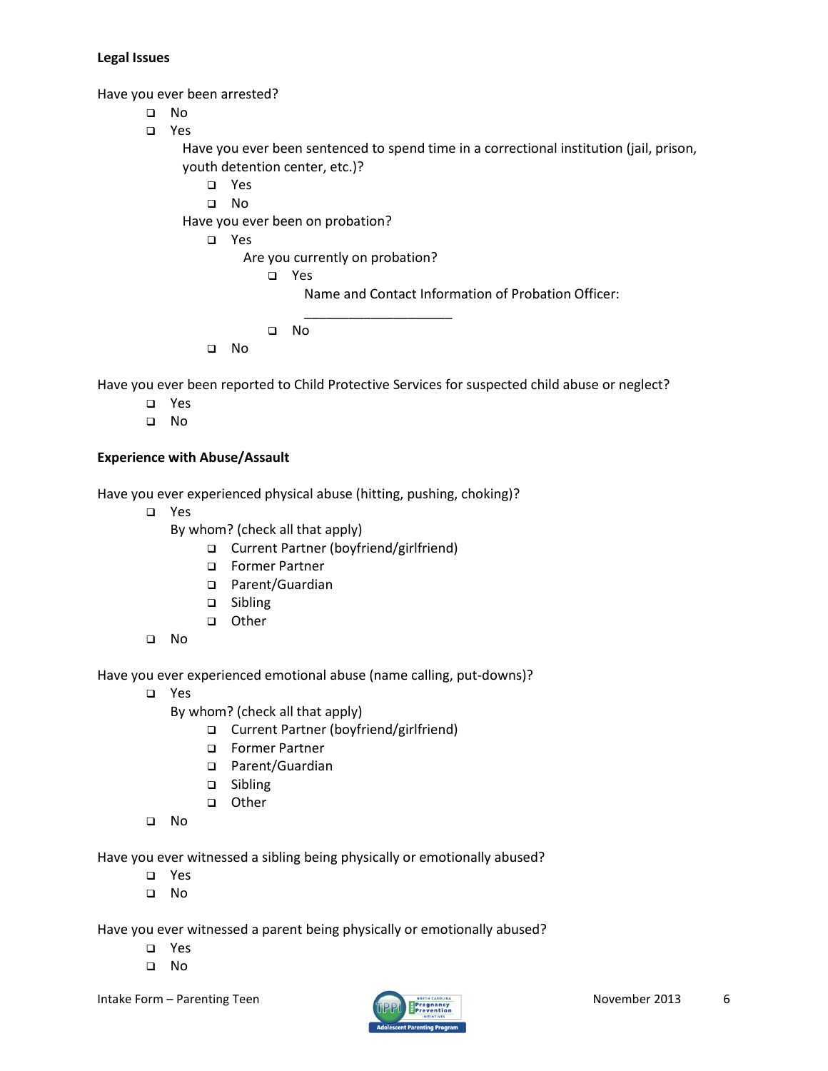**Legal Issues**

Have you ever been arrested?

- ❑ No
- ❑ Yes
  - Have you ever been sentenced to spend time in a correctional institution (jail, prison, youth detention center, etc.)?
    - ❑ Yes
    - ❑ No
  - Have you ever been on probation?
    - ❑ Yes
      - Are you currently on probation?
        - ❑ Yes
          - Name and Contact Information of Probation Officer: ____________________
        - ❑ No
    - ❑ No

Have you ever been reported to Child Protective Services for suspected child abuse or neglect?

- ❑ Yes
- ❑ No

**Experience with Abuse/Assault**

Have you ever experienced physical abuse (hitting, pushing, choking)?

- ❑ Yes
  - By whom? (check all that apply)
    - ❑ Current Partner (boyfriend/girlfriend)
    - ❑ Former Partner
    - ❑ Parent/Guardian
    - ❑ Sibling
    - ❑ Other
- ❑ No

Have you ever experienced emotional abuse (name calling, put-downs)?

- ❑ Yes
  - By whom? (check all that apply)
    - ❑ Current Partner (boyfriend/girlfriend)
    - ❑ Former Partner
    - ❑ Parent/Guardian
    - ❑ Sibling
    - ❑ Other
- ❑ No

Have you ever witnessed a sibling being physically or emotionally abused?

- ❑ Yes
- ❑ No

Have you ever witnessed a parent being physically or emotionally abused?

- ❑ Yes
- ❑ No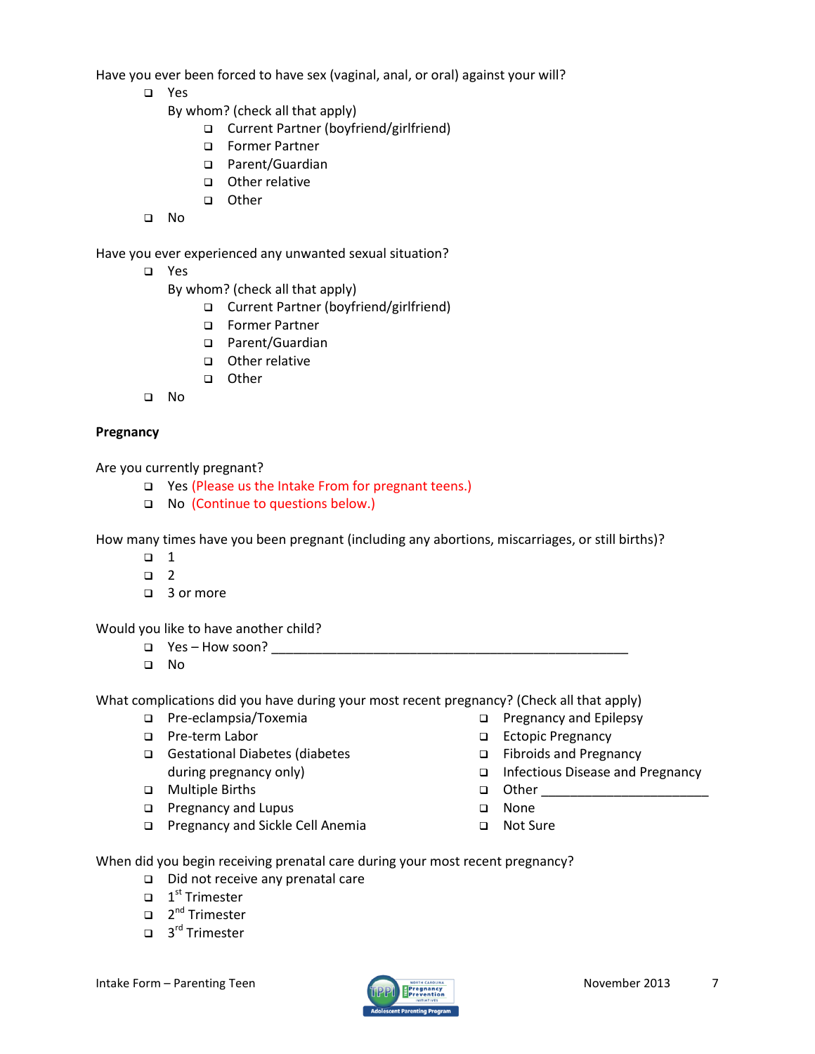Have you ever been forced to have sex (vaginal, anal, or oral) against your will?

- ❑ Yes
  By whom? (check all that apply)
  - ❑ Current Partner (boyfriend/girlfriend)
  - ❑ Former Partner
  - ❑ Parent/Guardian
  - ❑ Other relative
  - ❑ Other
- ❑ No

Have you ever experienced any unwanted sexual situation?

- ❑ Yes
  By whom? (check all that apply)
  - ❑ Current Partner (boyfriend/girlfriend)
  - ❑ Former Partner
  - ❑ Parent/Guardian
  - ❑ Other relative
  - ❑ Other
- ❑ No

**Pregnancy**

Are you currently pregnant?

- ❑ Yes (Please us the Intake From for pregnant teens.)
- ❑ No (Continue to questions below.)

How many times have you been pregnant (including any abortions, miscarriages, or still births)?

- ❑ 1
- ❑ 2
- ❑ 3 or more

Would you like to have another child?

- ❑ Yes – How soon? ____________________________________________________
- ❑ No

What complications did you have during your most recent pregnancy? (Check all that apply)

- ❑ Pre-eclampsia/Toxemia
- ❑ Pre-term Labor
- ❑ Gestational Diabetes (diabetes during pregnancy only)
- ❑ Multiple Births
- ❑ Pregnancy and Lupus
- ❑ Pregnancy and Sickle Cell Anemia
- ❑ Pregnancy and Epilepsy
- ❑ Ectopic Pregnancy
- ❑ Fibroids and Pregnancy
- ❑ Infectious Disease and Pregnancy
- ❑ Other ________________________
- ❑ None
- ❑ Not Sure

When did you begin receiving prenatal care during your most recent pregnancy?

- ❑ Did not receive any prenatal care
- ❑ 1st Trimester
- ❑ 2nd Trimester
- ❑ 3rd Trimester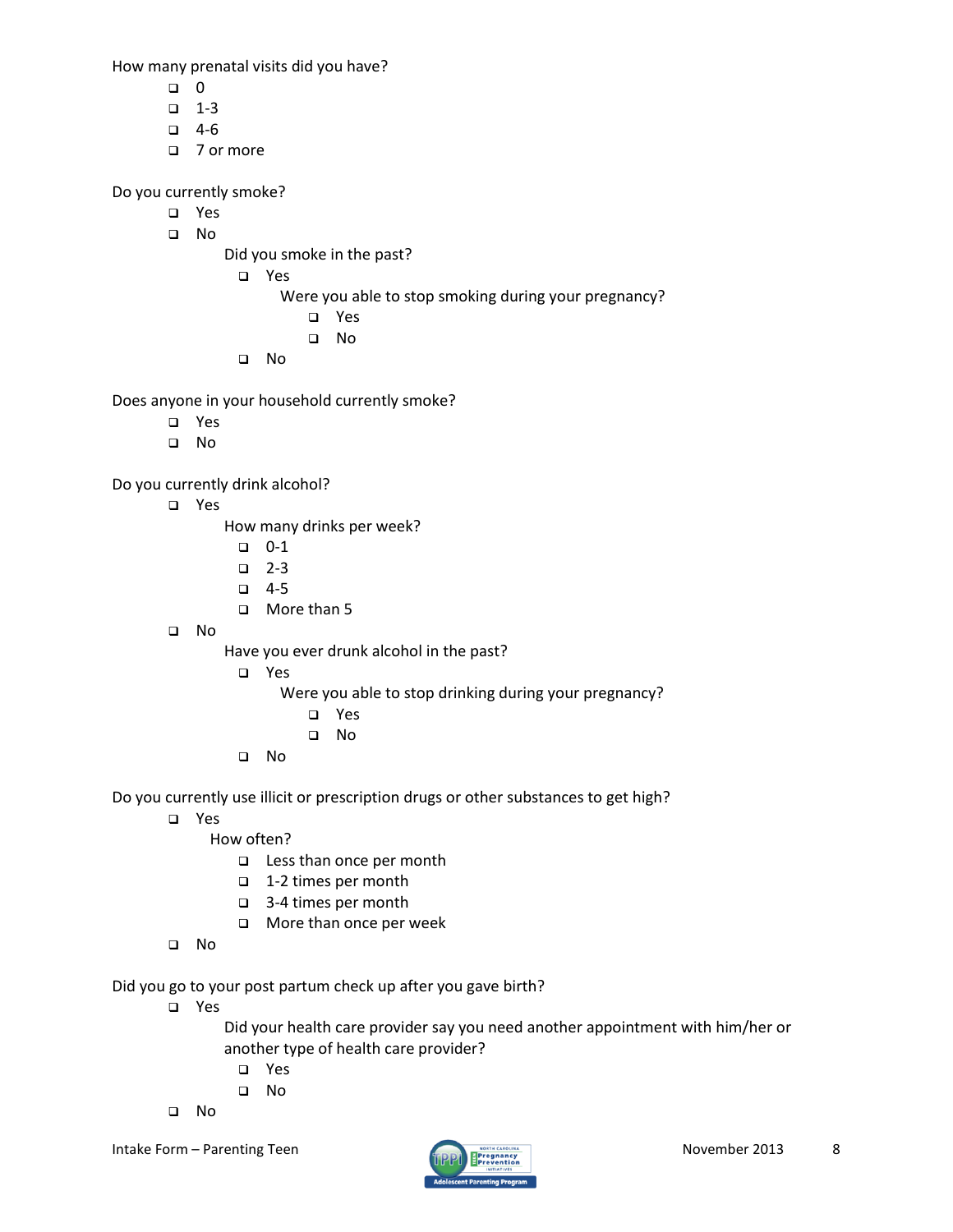How many prenatal visits did you have?

- ❑ 0
- ❑ 1-3
- ❑ 4-6
- ❑ 7 or more

Do you currently smoke?

- ❑ Yes
- ❑ No
  - Did you smoke in the past?
    - ❑ Yes
      - Were you able to stop smoking during your pregnancy?
        - ❑ Yes
        - ❑ No
    - ❑ No

Does anyone in your household currently smoke?

- ❑ Yes
- ❑ No

Do you currently drink alcohol?

- ❑ Yes
  - How many drinks per week?
    - ❑ 0-1
    - ❑ 2-3
    - ❑ 4-5
    - ❑ More than 5
- ❑ No
  - Have you ever drunk alcohol in the past?
    - ❑ Yes
      - Were you able to stop drinking during your pregnancy?
        - ❑ Yes
        - ❑ No
    - ❑ No

Do you currently use illicit or prescription drugs or other substances to get high?

- ❑ Yes
  - How often?
    - ❑ Less than once per month
    - ❑ 1-2 times per month
    - ❑ 3-4 times per month
    - ❑ More than once per week
- ❑ No

Did you go to your post partum check up after you gave birth?

- ❑ Yes
  - Did your health care provider say you need another appointment with him/her or another type of health care provider?
    - ❑ Yes
    - ❑ No
- ❑ No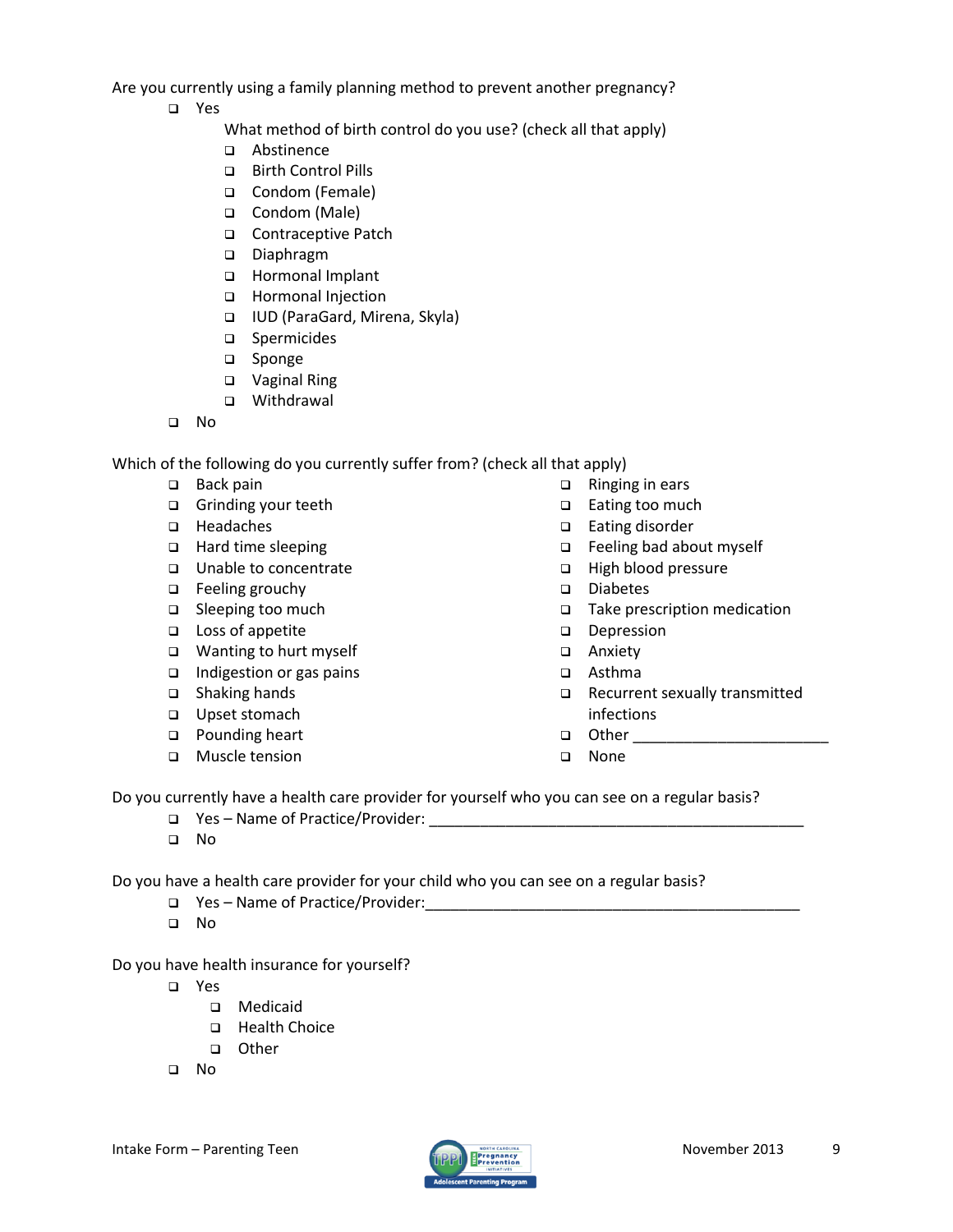Are you currently using a family planning method to prevent another pregnancy?

- ❑ Yes
  
  What method of birth control do you use? (check all that apply)
  - ❑ Abstinence
  - ❑ Birth Control Pills
  - ❑ Condom (Female)
  - ❑ Condom (Male)
  - ❑ Contraceptive Patch
  - ❑ Diaphragm
  - ❑ Hormonal Implant
  - ❑ Hormonal Injection
  - ❑ IUD (ParaGard, Mirena, Skyla)
  - ❑ Spermicides
  - ❑ Sponge
  - ❑ Vaginal Ring
  - ❑ Withdrawal
- ❑ No

Which of the following do you currently suffer from? (check all that apply)

- ❑ Back pain
- ❑ Grinding your teeth
- ❑ Headaches
- ❑ Hard time sleeping
- ❑ Unable to concentrate
- ❑ Feeling grouchy
- ❑ Sleeping too much
- ❑ Loss of appetite
- ❑ Wanting to hurt myself
- ❑ Indigestion or gas pains
- ❑ Shaking hands
- ❑ Upset stomach
- ❑ Pounding heart
- ❑ Muscle tension
- ❑ Ringing in ears
- ❑ Eating too much
- ❑ Eating disorder
- ❑ Feeling bad about myself
- ❑ High blood pressure
- ❑ Diabetes
- ❑ Take prescription medication
- ❑ Depression
- ❑ Anxiety
- ❑ Asthma
- ❑ Recurrent sexually transmitted infections
- ❑ Other _______________________
- ❑ None

Do you currently have a health care provider for yourself who you can see on a regular basis?

- ❑ Yes – Name of Practice/Provider: ____________________________________________
- ❑ No

Do you have a health care provider for your child who you can see on a regular basis?

- ❑ Yes – Name of Practice/Provider: ____________________________________________
- ❑ No

Do you have health insurance for yourself?

- ❑ Yes
  - ❑ Medicaid
  - ❑ Health Choice
  - ❑ Other
- ❑ No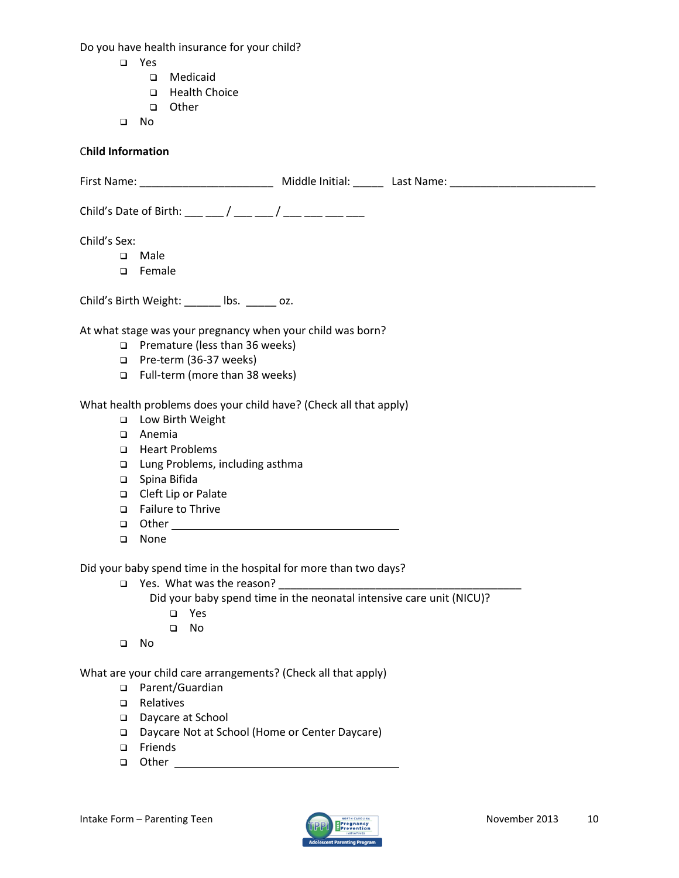Do you have health insurance for your child?

- ❑ Yes
  - ❑ Medicaid
  - ❑ Health Choice
  - ❑ Other
- ❑ No

**Child Information**

First Name: ______________________ Middle Initial: _____ Last Name: ________________________

Child's Date of Birth: ___ ___ / ___ ___ / ___ ___ ___ ___

Child's Sex:

- ❑ Male
- ❑ Female

Child's Birth Weight: ______ lbs. _____ oz.

At what stage was your pregnancy when your child was born?

- ❑ Premature (less than 36 weeks)
- ❑ Pre-term (36-37 weeks)
- ❑ Full-term (more than 38 weeks)

What health problems does your child have? (Check all that apply)

- ❑ Low Birth Weight
- ❑ Anemia
- ❑ Heart Problems
- ❑ Lung Problems, including asthma
- ❑ Spina Bifida
- ❑ Cleft Lip or Palate
- ❑ Failure to Thrive
- ❑ Other ______________________________________
- ❑ None

Did your baby spend time in the hospital for more than two days?

- ❑ Yes. What was the reason? ________________________________________
  
  Did your baby spend time in the neonatal intensive care unit (NICU)?
  - ❑ Yes
  - ❑ No
- ❑ No

What are your child care arrangements? (Check all that apply)

- ❑ Parent/Guardian
- ❑ Relatives
- ❑ Daycare at School
- ❑ Daycare Not at School (Home or Center Daycare)
- ❑ Friends
- ❑ Other ______________________________________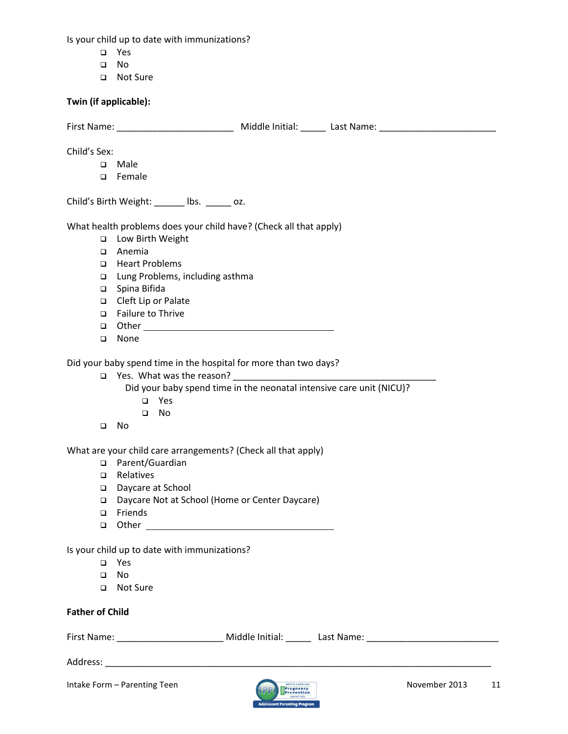Is your child up to date with immunizations?

- ☐ Yes
- ☐ No
- ☐ Not Sure

**Twin (if applicable):**

First Name: ________________________ Middle Initial: _____ Last Name: ________________________

Child's Sex:

- ☐ Male
- ☐ Female

Child's Birth Weight: ______ lbs. _____ oz.

What health problems does your child have? (Check all that apply)

- ☐ Low Birth Weight
- ☐ Anemia
- ☐ Heart Problems
- ☐ Lung Problems, including asthma
- ☐ Spina Bifida
- ☐ Cleft Lip or Palate
- ☐ Failure to Thrive
- ☐ Other ________________________________________
- ☐ None

Did your baby spend time in the hospital for more than two days?

- ☐ Yes. What was the reason? __________________________________________
  
  Did your baby spend time in the neonatal intensive care unit (NICU)?
  - ☐ Yes
  - ☐ No
- ☐ No

What are your child care arrangements? (Check all that apply)

- ☐ Parent/Guardian
- ☐ Relatives
- ☐ Daycare at School
- ☐ Daycare Not at School (Home or Center Daycare)
- ☐ Friends
- ☐ Other ________________________________________

Is your child up to date with immunizations?

- ☐ Yes
- ☐ No
- ☐ Not Sure

**Father of Child**

First Name: ______________________ Middle Initial: _____ Last Name: ___________________________

Address: ___________________________________________________________________________________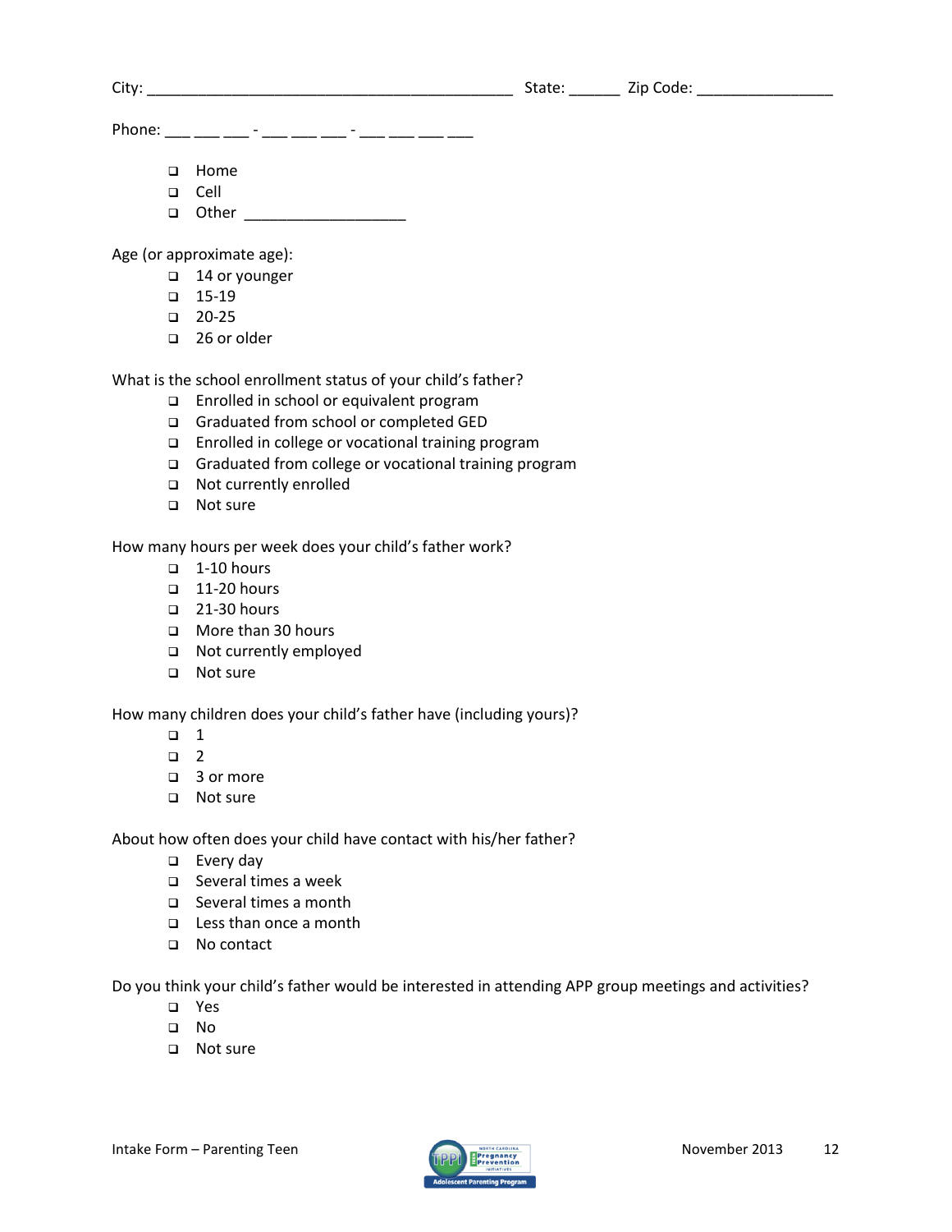City: ____________________________________________ State: ______ Zip Code: ________________

Phone: ___ ___ ___ - ___ ___ ___ - ___ ___ ___ ___

- ❑ Home
- ❑ Cell
- ❑ Other ___________________

Age (or approximate age):

- ❑ 14 or younger
- ❑ 15-19
- ❑ 20-25
- ❑ 26 or older

What is the school enrollment status of your child's father?

- ❑ Enrolled in school or equivalent program
- ❑ Graduated from school or completed GED
- ❑ Enrolled in college or vocational training program
- ❑ Graduated from college or vocational training program
- ❑ Not currently enrolled
- ❑ Not sure

How many hours per week does your child's father work?

- ❑ 1-10 hours
- ❑ 11-20 hours
- ❑ 21-30 hours
- ❑ More than 30 hours
- ❑ Not currently employed
- ❑ Not sure

How many children does your child's father have (including yours)?

- ❑ 1
- ❑ 2
- ❑ 3 or more
- ❑ Not sure

About how often does your child have contact with his/her father?

- ❑ Every day
- ❑ Several times a week
- ❑ Several times a month
- ❑ Less than once a month
- ❑ No contact

Do you think your child's father would be interested in attending APP group meetings and activities?

- ❑ Yes
- ❑ No
- ❑ Not sure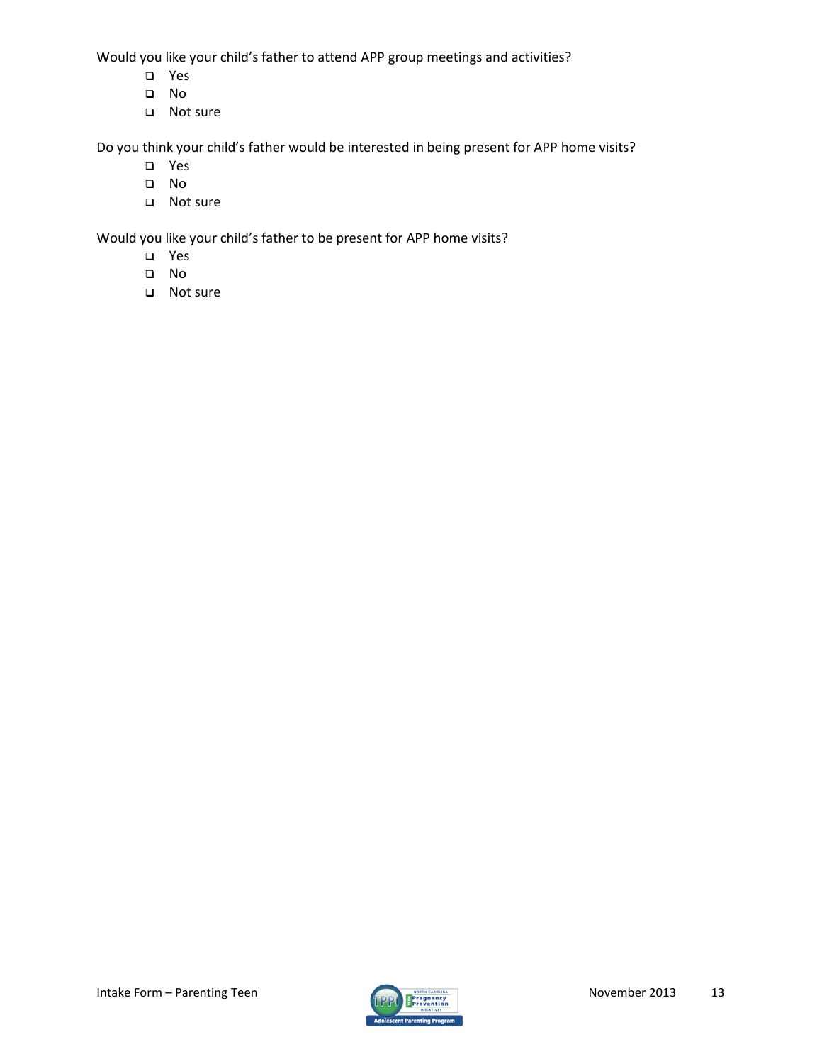Would you like your child's father to attend APP group meetings and activities?

- ❑ Yes
- ❑ No
- ❑ Not sure

Do you think your child's father would be interested in being present for APP home visits?

- ❑ Yes
- ❑ No
- ❑ Not sure

Would you like your child's father to be present for APP home visits?

- ❑ Yes
- ❑ No
- ❑ Not sure